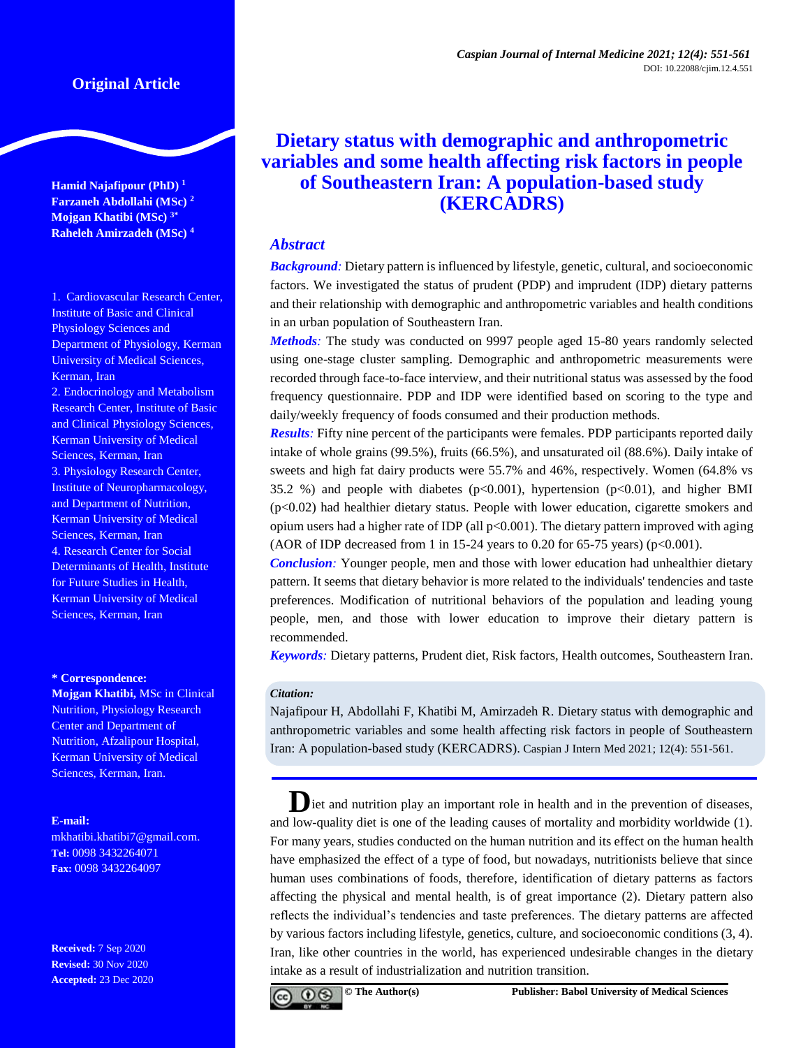Original Article

# Dietary status with demographic and anthropometric variables and some health affecting risk factors in people of Southeastern Iran: A population-based study (KERCADRS)

**Hamid Najafipour (PhD)** [1]
**Farzaneh Abdollahi (MSc)** [2]
**Mojgan Khatibi (MSc)** [3*]
**Raheleh Amirzadeh (MSc)** [4]

1. Cardiovascular Research Center, Institute of Basic and Clinical Physiology Sciences and Department of Physiology, Kerman University of Medical Sciences, Kerman, Iran
2. Endocrinology and Metabolism Research Center, Institute of Basic and Clinical Physiology Sciences, Kerman University of Medical Sciences, Kerman, Iran
3. Physiology Research Center, Institute of Neuropharmacology, and Department of Nutrition, Kerman University of Medical Sciences, Kerman, Iran
4. Research Center for Social Determinants of Health, Institute for Future Studies in Health, Kerman University of Medical Sciences, Kerman, Iran

**\* Correspondence:**
**Mojgan Khatibi,** MSc in Clinical Nutrition, Physiology Research Center and Department of Nutrition, Afzalipour Hospital, Kerman University of Medical Sciences, Kerman, Iran.

**E-mail:**
mkhatibi.khatibi7@gmail.com.
**Tel:** 0098 3432264071
**Fax:** 0098 3432264097

**Received:** 7 Sep 2020
**Revised:** 30 Nov 2020
**Accepted:** 23 Dec 2020

## *Abstract*

***Background:*** Dietary pattern is influenced by lifestyle, genetic, cultural, and socioeconomic factors. We investigated the status of prudent (PDP) and imprudent (IDP) dietary patterns and their relationship with demographic and anthropometric variables and health conditions in an urban population of Southeastern Iran.

***Methods:*** The study was conducted on 9997 people aged 15-80 years randomly selected using one-stage cluster sampling. Demographic and anthropometric measurements were recorded through face-to-face interview, and their nutritional status was assessed by the food frequency questionnaire. PDP and IDP were identified based on scoring to the type and daily/weekly frequency of foods consumed and their production methods.

***Results:*** Fifty nine percent of the participants were females. PDP participants reported daily intake of whole grains (99.5%), fruits (66.5%), and unsaturated oil (88.6%). Daily intake of sweets and high fat dairy products were 55.7% and 46%, respectively. Women (64.8% vs 35.2 %) and people with diabetes ($p<0.001$), hypertension ($p<0.01$), and higher BMI ($p<0.02$) had healthier dietary status. People with lower education, cigarette smokers and opium users had a higher rate of IDP (all $p<0.001$). The dietary pattern improved with aging (AOR of IDP decreased from 1 in 15-24 years to 0.20 for 65-75 years) ($p<0.001$).

***Conclusion:*** Younger people, men and those with lower education had unhealthier dietary pattern. It seems that dietary behavior is more related to the individuals' tendencies and taste preferences. Modification of nutritional behaviors of the population and leading young people, men, and those with lower education to improve their dietary pattern is recommended.

***Keywords:*** Dietary patterns, Prudent diet, Risk factors, Health outcomes, Southeastern Iran.

***Citation:***
Najafipour H, Abdollahi F, Khatibi M, Amirzadeh R. Dietary status with demographic and anthropometric variables and some health affecting risk factors in people of Southeastern Iran: A population-based study (KERCADRS). Caspian J Intern Med 2021; 12(4): 551-561.

Diet and nutrition play an important role in health and in the prevention of diseases, and low-quality diet is one of the leading causes of mortality and morbidity worldwide (1). For many years, studies conducted on the human nutrition and its effect on the human health have emphasized the effect of a type of food, but nowadays, nutritionists believe that since human uses combinations of foods, therefore, identification of dietary patterns as factors affecting the physical and mental health, is of great importance (2). Dietary pattern also reflects the individual's tendencies and taste preferences. The dietary patterns are affected by various factors including lifestyle, genetics, culture, and socioeconomic conditions (3, 4). Iran, like other countries in the world, has experienced undesirable changes in the dietary intake as a result of industrialization and nutrition transition.

© The Author(s) Publisher: Babol University of Medical Sciences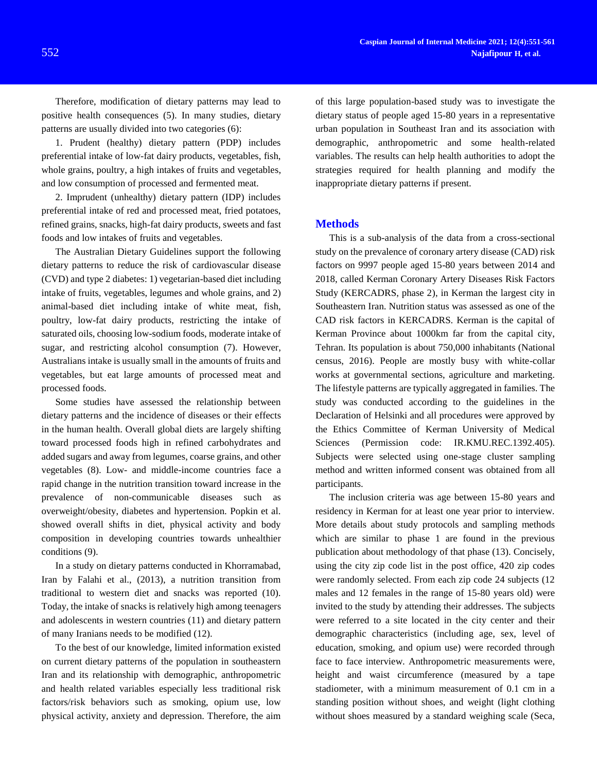Therefore, modification of dietary patterns may lead to positive health consequences (5). In many studies, dietary patterns are usually divided into two categories (6):

1. Prudent (healthy) dietary pattern (PDP) includes preferential intake of low-fat dairy products, vegetables, fish, whole grains, poultry, a high intakes of fruits and vegetables, and low consumption of processed and fermented meat.

2. Imprudent (unhealthy) dietary pattern (IDP) includes preferential intake of red and processed meat, fried potatoes, refined grains, snacks, high-fat dairy products, sweets and fast foods and low intakes of fruits and vegetables.

The Australian Dietary Guidelines support the following dietary patterns to reduce the risk of cardiovascular disease (CVD) and type 2 diabetes: 1) vegetarian-based diet including intake of fruits, vegetables, legumes and whole grains, and 2) animal-based diet including intake of white meat, fish, poultry, low-fat dairy products, restricting the intake of saturated oils, choosing low-sodium foods, moderate intake of sugar, and restricting alcohol consumption (7). However, Australians intake is usually small in the amounts of fruits and vegetables, but eat large amounts of processed meat and processed foods.

Some studies have assessed the relationship between dietary patterns and the incidence of diseases or their effects in the human health. Overall global diets are largely shifting toward processed foods high in refined carbohydrates and added sugars and away from legumes, coarse grains, and other vegetables (8). Low- and middle-income countries face a rapid change in the nutrition transition toward increase in the prevalence of non-communicable diseases such as overweight/obesity, diabetes and hypertension. Popkin et al. showed overall shifts in diet, physical activity and body composition in developing countries towards unhealthier conditions (9).

In a study on dietary patterns conducted in Khorramabad, Iran by Falahi et al., (2013), a nutrition transition from traditional to western diet and snacks was reported (10). Today, the intake of snacks is relatively high among teenagers and adolescents in western countries (11) and dietary pattern of many Iranians needs to be modified (12).

To the best of our knowledge, limited information existed on current dietary patterns of the population in southeastern Iran and its relationship with demographic, anthropometric and health related variables especially less traditional risk factors/risk behaviors such as smoking, opium use, low physical activity, anxiety and depression. Therefore, the aim of this large population-based study was to investigate the dietary status of people aged 15-80 years in a representative urban population in Southeast Iran and its association with demographic, anthropometric and some health-related variables. The results can help health authorities to adopt the strategies required for health planning and modify the inappropriate dietary patterns if present.

## Methods

This is a sub-analysis of the data from a cross-sectional study on the prevalence of coronary artery disease (CAD) risk factors on 9997 people aged 15-80 years between 2014 and 2018, called Kerman Coronary Artery Diseases Risk Factors Study (KERCADRS, phase 2), in Kerman the largest city in Southeastern Iran. Nutrition status was assessed as one of the CAD risk factors in KERCADRS. Kerman is the capital of Kerman Province about 1000km far from the capital city, Tehran. Its population is about 750,000 inhabitants (National census, 2016). People are mostly busy with white-collar works at governmental sections, agriculture and marketing. The lifestyle patterns are typically aggregated in families. The study was conducted according to the guidelines in the Declaration of Helsinki and all procedures were approved by the Ethics Committee of Kerman University of Medical Sciences (Permission code: IR.KMU.REC.1392.405). Subjects were selected using one-stage cluster sampling method and written informed consent was obtained from all participants.

The inclusion criteria was age between 15-80 years and residency in Kerman for at least one year prior to interview. More details about study protocols and sampling methods which are similar to phase 1 are found in the previous publication about methodology of that phase (13). Concisely, using the city zip code list in the post office, 420 zip codes were randomly selected. From each zip code 24 subjects (12 males and 12 females in the range of 15-80 years old) were invited to the study by attending their addresses. The subjects were referred to a site located in the city center and their demographic characteristics (including age, sex, level of education, smoking, and opium use) were recorded through face to face interview. Anthropometric measurements were, height and waist circumference (measured by a tape stadiometer, with a minimum measurement of 0.1 cm in a standing position without shoes, and weight (light clothing without shoes measured by a standard weighing scale (Seca,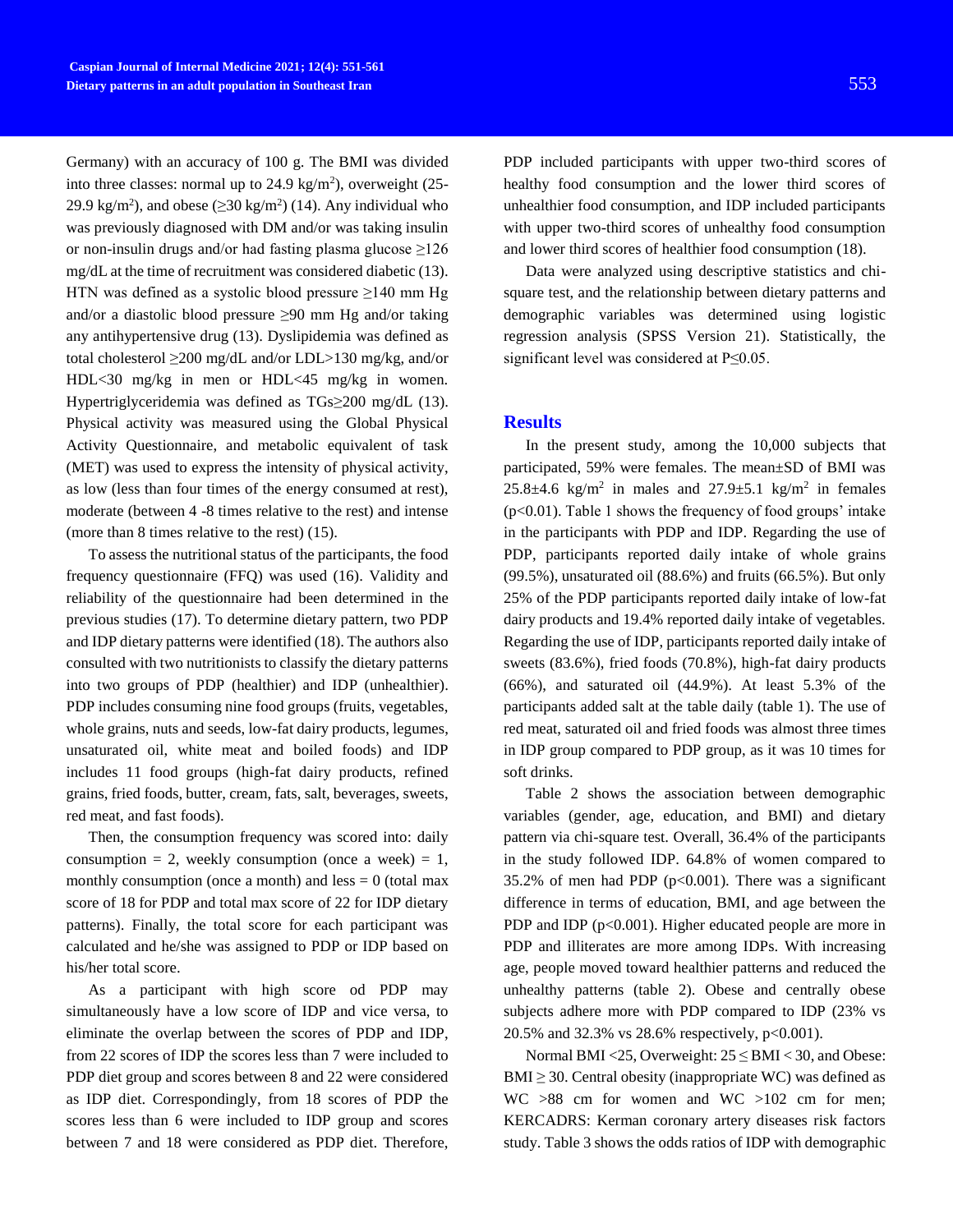Germany) with an accuracy of 100 g. The BMI was divided into three classes: normal up to 24.9 kg/m$^2$), overweight (25-29.9 kg/m$^2$), and obese (≥30 kg/m$^2$) (14). Any individual who was previously diagnosed with DM and/or was taking insulin or non-insulin drugs and/or had fasting plasma glucose ≥126 mg/dL at the time of recruitment was considered diabetic (13). HTN was defined as a systolic blood pressure ≥140 mm Hg and/or a diastolic blood pressure ≥90 mm Hg and/or taking any antihypertensive drug (13). Dyslipidemia was defined as total cholesterol ≥200 mg/dL and/or LDL>130 mg/kg, and/or HDL<30 mg/kg in men or HDL<45 mg/kg in women. Hypertriglyceridemia was defined as TGs≥200 mg/dL (13). Physical activity was measured using the Global Physical Activity Questionnaire, and metabolic equivalent of task (MET) was used to express the intensity of physical activity, as low (less than four times of the energy consumed at rest), moderate (between 4 -8 times relative to the rest) and intense (more than 8 times relative to the rest) (15).

To assess the nutritional status of the participants, the food frequency questionnaire (FFQ) was used (16). Validity and reliability of the questionnaire had been determined in the previous studies (17). To determine dietary pattern, two PDP and IDP dietary patterns were identified (18). The authors also consulted with two nutritionists to classify the dietary patterns into two groups of PDP (healthier) and IDP (unhealthier). PDP includes consuming nine food groups (fruits, vegetables, whole grains, nuts and seeds, low-fat dairy products, legumes, unsaturated oil, white meat and boiled foods) and IDP includes 11 food groups (high-fat dairy products, refined grains, fried foods, butter, cream, fats, salt, beverages, sweets, red meat, and fast foods).

Then, the consumption frequency was scored into: daily consumption = 2, weekly consumption (once a week) = 1, monthly consumption (once a month) and less = 0 (total max score of 18 for PDP and total max score of 22 for IDP dietary patterns). Finally, the total score for each participant was calculated and he/she was assigned to PDP or IDP based on his/her total score.

As a participant with high score od PDP may simultaneously have a low score of IDP and vice versa, to eliminate the overlap between the scores of PDP and IDP, from 22 scores of IDP the scores less than 7 were included to PDP diet group and scores between 8 and 22 were considered as IDP diet. Correspondingly, from 18 scores of PDP the scores less than 6 were included to IDP group and scores between 7 and 18 were considered as PDP diet. Therefore, PDP included participants with upper two-third scores of healthy food consumption and the lower third scores of unhealthier food consumption, and IDP included participants with upper two-third scores of unhealthy food consumption and lower third scores of healthier food consumption (18).

Data were analyzed using descriptive statistics and chi-square test, and the relationship between dietary patterns and demographic variables was determined using logistic regression analysis (SPSS Version 21). Statistically, the significant level was considered at P≤0.05.

## Results

In the present study, among the 10,000 subjects that participated, 59% were females. The mean±SD of BMI was 25.8±4.6 kg/m$^2$ in males and 27.9±5.1 kg/m$^2$ in females (p<0.01). Table 1 shows the frequency of food groups' intake in the participants with PDP and IDP. Regarding the use of PDP, participants reported daily intake of whole grains (99.5%), unsaturated oil (88.6%) and fruits (66.5%). But only 25% of the PDP participants reported daily intake of low-fat dairy products and 19.4% reported daily intake of vegetables. Regarding the use of IDP, participants reported daily intake of sweets (83.6%), fried foods (70.8%), high-fat dairy products (66%), and saturated oil (44.9%). At least 5.3% of the participants added salt at the table daily (table 1). The use of red meat, saturated oil and fried foods was almost three times in IDP group compared to PDP group, as it was 10 times for soft drinks.

Table 2 shows the association between demographic variables (gender, age, education, and BMI) and dietary pattern via chi-square test. Overall, 36.4% of the participants in the study followed IDP. 64.8% of women compared to 35.2% of men had PDP (p<0.001). There was a significant difference in terms of education, BMI, and age between the PDP and IDP (p<0.001). Higher educated people are more in PDP and illiterates are more among IDPs. With increasing age, people moved toward healthier patterns and reduced the unhealthy patterns (table 2). Obese and centrally obese subjects adhere more with PDP compared to IDP (23% vs 20.5% and 32.3% vs 28.6% respectively, p<0.001).

Normal BMI <25, Overweight: 25 ≤ BMI < 30, and Obese: BMI ≥ 30. Central obesity (inappropriate WC) was defined as WC >88 cm for women and WC >102 cm for men; KERCADRS: Kerman coronary artery diseases risk factors study. Table 3 shows the odds ratios of IDP with demographic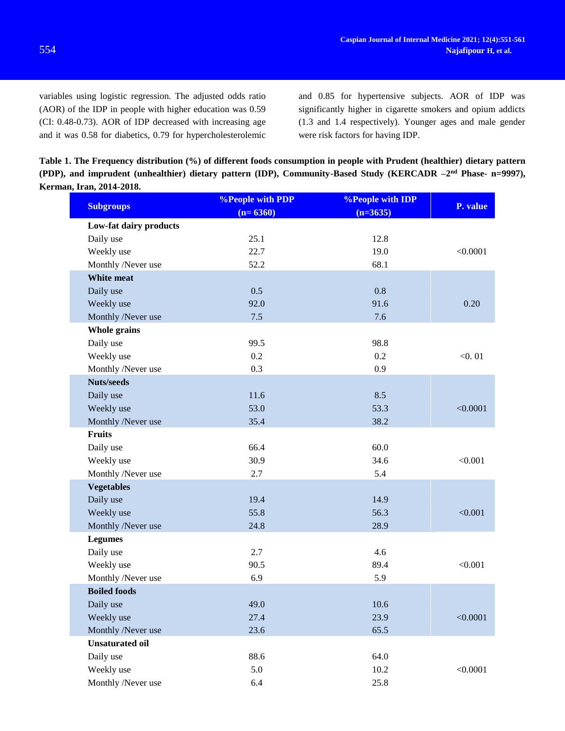variables using logistic regression. The adjusted odds ratio (AOR) of the IDP in people with higher education was 0.59 (CI: 0.48-0.73). AOR of IDP decreased with increasing age and it was 0.58 for diabetics, 0.79 for hypercholesterolemic and 0.85 for hypertensive subjects. AOR of IDP was significantly higher in cigarette smokers and opium addicts (1.3 and 1.4 respectively). Younger ages and male gender were risk factors for having IDP.

**Table 1. The Frequency distribution (%) of different foods consumption in people with Prudent (healthier) dietary pattern (PDP), and imprudent (unhealthier) dietary pattern (IDP), Community-Based Study (KERCADR –2nd Phase- n=9997), Kerman, Iran, 2014-2018.**

| Subgroups | %People with PDP (n= 6360) | %People with IDP (n=3635) | P. value |
|---|---|---|---|
| **Low-fat dairy products** | | | |
| Daily use | 25.1 | 12.8 | |
| Weekly use | 22.7 | 19.0 | <0.0001 |
| Monthly /Never use | 52.2 | 68.1 | |
| **White meat** | | | |
| Daily use | 0.5 | 0.8 | |
| Weekly use | 92.0 | 91.6 | 0.20 |
| Monthly /Never use | 7.5 | 7.6 | |
| **Whole grains** | | | |
| Daily use | 99.5 | 98.8 | |
| Weekly use | 0.2 | 0.2 | <0. 01 |
| Monthly /Never use | 0.3 | 0.9 | |
| **Nuts/seeds** | | | |
| Daily use | 11.6 | 8.5 | |
| Weekly use | 53.0 | 53.3 | <0.0001 |
| Monthly /Never use | 35.4 | 38.2 | |
| **Fruits** | | | |
| Daily use | 66.4 | 60.0 | |
| Weekly use | 30.9 | 34.6 | <0.001 |
| Monthly /Never use | 2.7 | 5.4 | |
| **Vegetables** | | | |
| Daily use | 19.4 | 14.9 | |
| Weekly use | 55.8 | 56.3 | <0.001 |
| Monthly /Never use | 24.8 | 28.9 | |
| **Legumes** | | | |
| Daily use | 2.7 | 4.6 | |
| Weekly use | 90.5 | 89.4 | <0.001 |
| Monthly /Never use | 6.9 | 5.9 | |
| **Boiled foods** | | | |
| Daily use | 49.0 | 10.6 | |
| Weekly use | 27.4 | 23.9 | <0.0001 |
| Monthly /Never use | 23.6 | 65.5 | |
| **Unsaturated oil** | | | |
| Daily use | 88.6 | 64.0 | |
| Weekly use | 5.0 | 10.2 | <0.0001 |
| Monthly /Never use | 6.4 | 25.8 | |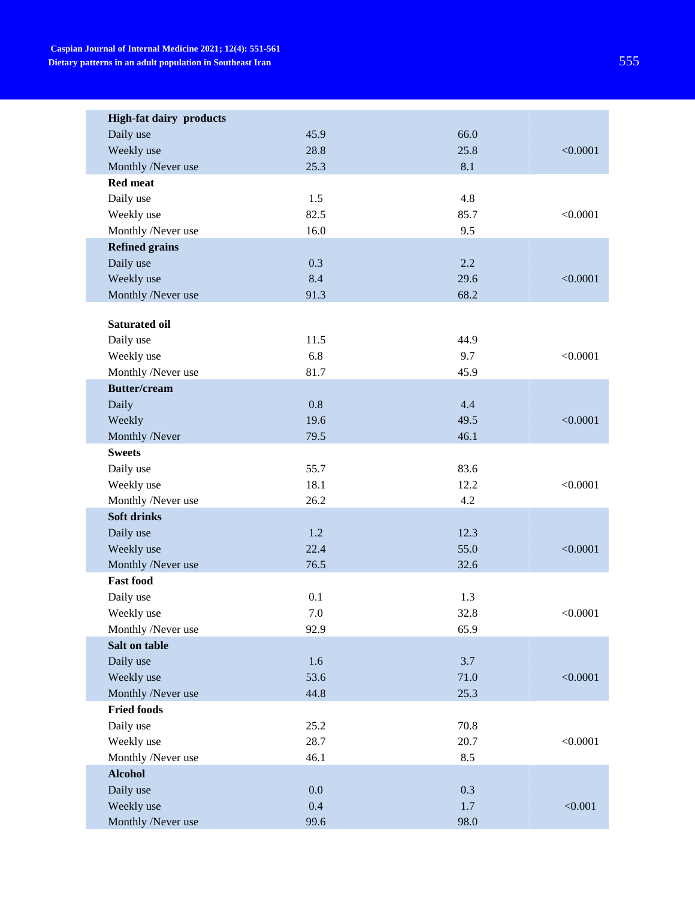| | | | |
|---|---|---|---|
| **High-fat dairy products** | | | |
| Daily use | 45.9 | 66.0 | |
| Weekly use | 28.8 | 25.8 | <0.0001 |
| Monthly /Never use | 25.3 | 8.1 | |
| **Red meat** | | | |
| Daily use | 1.5 | 4.8 | |
| Weekly use | 82.5 | 85.7 | <0.0001 |
| Monthly /Never use | 16.0 | 9.5 | |
| **Refined grains** | | | |
| Daily use | 0.3 | 2.2 | |
| Weekly use | 8.4 | 29.6 | <0.0001 |
| Monthly /Never use | 91.3 | 68.2 | |
| **Saturated oil** | | | |
| Daily use | 11.5 | 44.9 | |
| Weekly use | 6.8 | 9.7 | <0.0001 |
| Monthly /Never use | 81.7 | 45.9 | |
| **Butter/cream** | | | |
| Daily | 0.8 | 4.4 | |
| Weekly | 19.6 | 49.5 | <0.0001 |
| Monthly /Never | 79.5 | 46.1 | |
| **Sweets** | | | |
| Daily use | 55.7 | 83.6 | |
| Weekly use | 18.1 | 12.2 | <0.0001 |
| Monthly /Never use | 26.2 | 4.2 | |
| **Soft drinks** | | | |
| Daily use | 1.2 | 12.3 | |
| Weekly use | 22.4 | 55.0 | <0.0001 |
| Monthly /Never use | 76.5 | 32.6 | |
| **Fast food** | | | |
| Daily use | 0.1 | 1.3 | |
| Weekly use | 7.0 | 32.8 | <0.0001 |
| Monthly /Never use | 92.9 | 65.9 | |
| **Salt on table** | | | |
| Daily use | 1.6 | 3.7 | |
| Weekly use | 53.6 | 71.0 | <0.0001 |
| Monthly /Never use | 44.8 | 25.3 | |
| **Fried foods** | | | |
| Daily use | 25.2 | 70.8 | |
| Weekly use | 28.7 | 20.7 | <0.0001 |
| Monthly /Never use | 46.1 | 8.5 | |
| **Alcohol** | | | |
| Daily use | 0.0 | 0.3 | |
| Weekly use | 0.4 | 1.7 | <0.001 |
| Monthly /Never use | 99.6 | 98.0 | |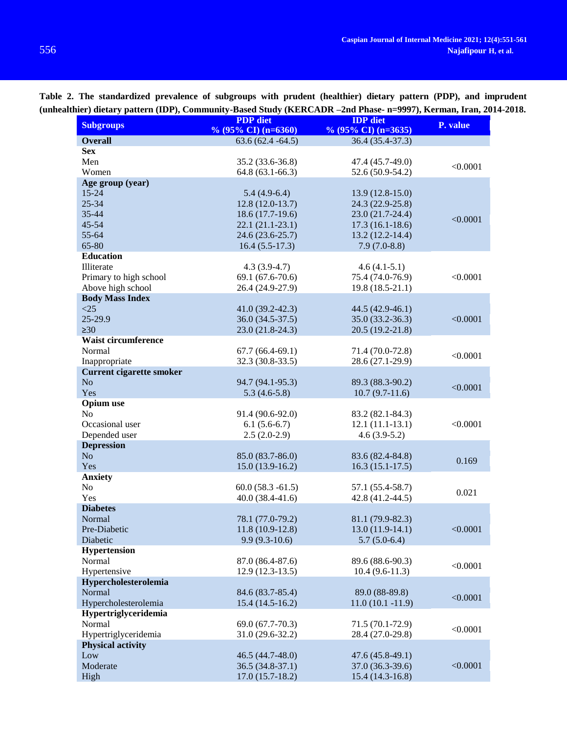**Table 2. The standardized prevalence of subgroups with prudent (healthier) dietary pattern (PDP), and imprudent (unhealthier) dietary pattern (IDP), Community-Based Study (KERCADR –2nd Phase- n=9997), Kerman, Iran, 2014-2018.**

| Subgroups | PDP diet % (95% CI) (n=6360) | IDP diet % (95% CI) (n=3635) | P. value |
|---|---|---|---|
| **Overall** | 63.6 (62.4 -64.5) | 36.4 (35.4-37.3) | |
| **Sex** | | | |
| Men | 35.2 (33.6-36.8) | 47.4 (45.7-49.0) | <0.0001 |
| Women | 64.8 (63.1-66.3) | 52.6 (50.9-54.2) | |
| **Age group (year)** | | | |
| 15-24 | 5.4 (4.9-6.4) | 13.9 (12.8-15.0) | <0.0001 |
| 25-34 | 12.8 (12.0-13.7) | 24.3 (22.9-25.8) | |
| 35-44 | 18.6 (17.7-19.6) | 23.0 (21.7-24.4) | |
| 45-54 | 22.1 (21.1-23.1) | 17.3 (16.1-18.6) | |
| 55-64 | 24.6 (23.6-25.7) | 13.2 (12.2-14.4) | |
| 65-80 | 16.4 (5.5-17.3) | 7.9 (7.0-8.8) | |
| **Education** | | | |
| Illiterate | 4.3 (3.9-4.7) | 4.6 (4.1-5.1) | <0.0001 |
| Primary to high school | 69.1 (67.6-70.6) | 75.4 (74.0-76.9) | |
| Above high school | 26.4 (24.9-27.9) | 19.8 (18.5-21.1) | |
| **Body Mass Index** | | | |
| <25 | 41.0 (39.2-42.3) | 44.5 (42.9-46.1) | <0.0001 |
| 25-29.9 | 36.0 (34.5-37.5) | 35.0 (33.2-36.3) | |
| ≥30 | 23.0 (21.8-24.3) | 20.5 (19.2-21.8) | |
| **Waist circumference** | | | |
| Normal | 67.7 (66.4-69.1) | 71.4 (70.0-72.8) | <0.0001 |
| Inappropriate | 32.3 (30.8-33.5) | 28.6 (27.1-29.9) | |
| **Current cigarette smoker** | | | |
| No | 94.7 (94.1-95.3) | 89.3 (88.3-90.2) | <0.0001 |
| Yes | 5.3 (4.6-5.8) | 10.7 (9.7-11.6) | |
| **Opium use** | | | |
| No | 91.4 (90.6-92.0) | 83.2 (82.1-84.3) | <0.0001 |
| Occasional user | 6.1 (5.6-6.7) | 12.1 (11.1-13.1) | |
| Depended user | 2.5 (2.0-2.9) | 4.6 (3.9-5.2) | |
| **Depression** | | | |
| No | 85.0 (83.7-86.0) | 83.6 (82.4-84.8) | 0.169 |
| Yes | 15.0 (13.9-16.2) | 16.3 (15.1-17.5) | |
| **Anxiety** | | | |
| No | 60.0 (58.3 -61.5) | 57.1 (55.4-58.7) | 0.021 |
| Yes | 40.0 (38.4-41.6) | 42.8 (41.2-44.5) | |
| **Diabetes** | | | |
| Normal | 78.1 (77.0-79.2) | 81.1 (79.9-82.3) | <0.0001 |
| Pre-Diabetic | 11.8 (10.9-12.8) | 13.0 (11.9-14.1) | |
| Diabetic | 9.9 (9.3-10.6) | 5.7 (5.0-6.4) | |
| **Hypertension** | | | |
| Normal | 87.0 (86.4-87.6) | 89.6 (88.6-90.3) | <0.0001 |
| Hypertensive | 12.9 (12.3-13.5) | 10.4 (9.6-11.3) | |
| **Hypercholesterolemia** | | | |
| Normal | 84.6 (83.7-85.4) | 89.0 (88-89.8) | <0.0001 |
| Hypercholesterolemia | 15.4 (14.5-16.2) | 11.0 (10.1 -11.9) | |
| **Hypertriglyceridemia** | | | |
| Normal | 69.0 (67.7-70.3) | 71.5 (70.1-72.9) | <0.0001 |
| Hypertriglyceridemia | 31.0 (29.6-32.2) | 28.4 (27.0-29.8) | |
| **Physical activity** | | | |
| Low | 46.5 (44.7-48.0) | 47.6 (45.8-49.1) | <0.0001 |
| Moderate | 36.5 (34.8-37.1) | 37.0 (36.3-39.6) | |
| High | 17.0 (15.7-18.2) | 15.4 (14.3-16.8) | |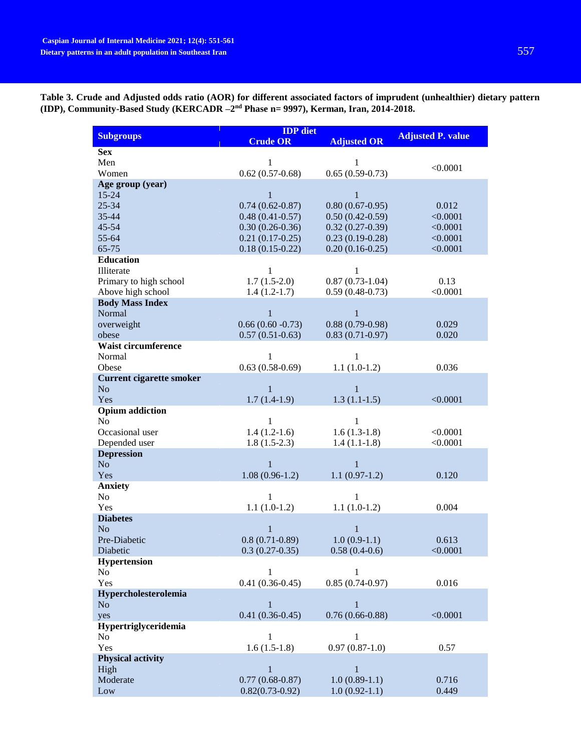**Table 3. Crude and Adjusted odds ratio (AOR) for different associated factors of imprudent (unhealthier) dietary pattern (IDP), Community-Based Study (KERCADR –2[nd] Phase n= 9997), Kerman, Iran, 2014-2018.**

| Subgroups | IDP diet Crude OR | Adjusted OR | Adjusted P. value |
|---|---|---|---|
| **Sex** | | | |
| Men | 1 | 1 | <0.0001 |
| Women | 0.62 (0.57-0.68) | 0.65 (0.59-0.73) | |
| **Age group (year)** | | | |
| 15-24 | 1 | 1 | |
| 25-34 | 0.74 (0.62-0.87) | 0.80 (0.67-0.95) | 0.012 |
| 35-44 | 0.48 (0.41-0.57) | 0.50 (0.42-0.59) | <0.0001 |
| 45-54 | 0.30 (0.26-0.36) | 0.32 (0.27-0.39) | <0.0001 |
| 55-64 | 0.21 (0.17-0.25) | 0.23 (0.19-0.28) | <0.0001 |
| 65-75 | 0.18 (0.15-0.22) | 0.20 (0.16-0.25) | <0.0001 |
| **Education** | | | |
| Illiterate | 1 | 1 | |
| Primary to high school | 1.7 (1.5-2.0) | 0.87 (0.73-1.04) | 0.13 |
| Above high school | 1.4 (1.2-1.7) | 0.59 (0.48-0.73) | <0.0001 |
| **Body Mass Index** | | | |
| Normal | 1 | 1 | |
| overweight | 0.66 (0.60 -0.73) | 0.88 (0.79-0.98) | 0.029 |
| obese | 0.57 (0.51-0.63) | 0.83 (0.71-0.97) | 0.020 |
| **Waist circumference** | | | |
| Normal | 1 | 1 | |
| Obese | 0.63 (0.58-0.69) | 1.1 (1.0-1.2) | 0.036 |
| **Current cigarette smoker** | | | |
| No | 1 | 1 | |
| Yes | 1.7 (1.4-1.9) | 1.3 (1.1-1.5) | <0.0001 |
| **Opium addiction** | | | |
| No | 1 | 1 | |
| Occasional user | 1.4 (1.2-1.6) | 1.6 (1.3-1.8) | <0.0001 |
| Depended user | 1.8 (1.5-2.3) | 1.4 (1.1-1.8) | <0.0001 |
| **Depression** | | | |
| No | 1 | 1 | |
| Yes | 1.08 (0.96-1.2) | 1.1 (0.97-1.2) | 0.120 |
| **Anxiety** | | | |
| No | 1 | 1 | |
| Yes | 1.1 (1.0-1.2) | 1.1 (1.0-1.2) | 0.004 |
| **Diabetes** | | | |
| No | 1 | 1 | |
| Pre-Diabetic | 0.8 (0.71-0.89) | 1.0 (0.9-1.1) | 0.613 |
| Diabetic | 0.3 (0.27-0.35) | 0.58 (0.4-0.6) | <0.0001 |
| **Hypertension** | | | |
| No | 1 | 1 | |
| Yes | 0.41 (0.36-0.45) | 0.85 (0.74-0.97) | 0.016 |
| **Hypercholesterolemia** | | | |
| No | 1 | 1 | |
| yes | 0.41 (0.36-0.45) | 0.76 (0.66-0.88) | <0.0001 |
| **Hypertriglyceridemia** | | | |
| No | 1 | 1 | |
| Yes | 1.6 (1.5-1.8) | 0.97 (0.87-1.0) | 0.57 |
| **Physical activity** | | | |
| High | 1 | 1 | |
| Moderate | 0.77 (0.68-0.87) | 1.0 (0.89-1.1) | 0.716 |
| Low | 0.82(0.73-0.92) | 1.0 (0.92-1.1) | 0.449 |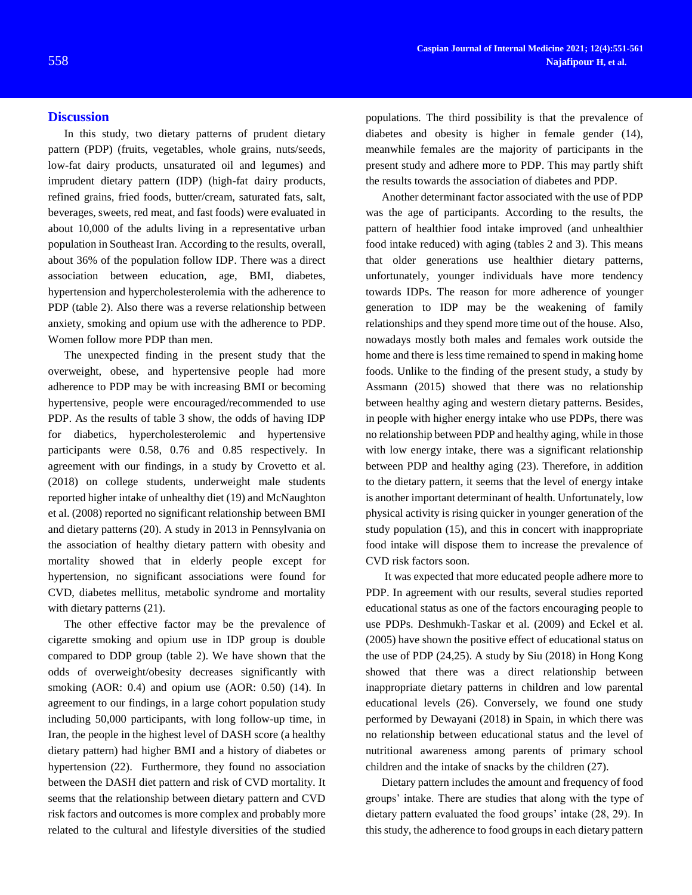## Discussion

In this study, two dietary patterns of prudent dietary pattern (PDP) (fruits, vegetables, whole grains, nuts/seeds, low-fat dairy products, unsaturated oil and legumes) and imprudent dietary pattern (IDP) (high-fat dairy products, refined grains, fried foods, butter/cream, saturated fats, salt, beverages, sweets, red meat, and fast foods) were evaluated in about 10,000 of the adults living in a representative urban population in Southeast Iran. According to the results, overall, about 36% of the population follow IDP. There was a direct association between education, age, BMI, diabetes, hypertension and hypercholesterolemia with the adherence to PDP (table 2). Also there was a reverse relationship between anxiety, smoking and opium use with the adherence to PDP. Women follow more PDP than men.

The unexpected finding in the present study that the overweight, obese, and hypertensive people had more adherence to PDP may be with increasing BMI or becoming hypertensive, people were encouraged/recommended to use PDP. As the results of table 3 show, the odds of having IDP for diabetics, hypercholesterolemic and hypertensive participants were 0.58, 0.76 and 0.85 respectively. In agreement with our findings, in a study by Crovetto et al. (2018) on college students, underweight male students reported higher intake of unhealthy diet (19) and McNaughton et al. (2008) reported no significant relationship between BMI and dietary patterns (20). A study in 2013 in Pennsylvania on the association of healthy dietary pattern with obesity and mortality showed that in elderly people except for hypertension, no significant associations were found for CVD, diabetes mellitus, metabolic syndrome and mortality with dietary patterns (21).

The other effective factor may be the prevalence of cigarette smoking and opium use in IDP group is double compared to DDP group (table 2). We have shown that the odds of overweight/obesity decreases significantly with smoking (AOR: 0.4) and opium use (AOR: 0.50) (14). In agreement to our findings, in a large cohort population study including 50,000 participants, with long follow-up time, in Iran, the people in the highest level of DASH score (a healthy dietary pattern) had higher BMI and a history of diabetes or hypertension (22). Furthermore, they found no association between the DASH diet pattern and risk of CVD mortality. It seems that the relationship between dietary pattern and CVD risk factors and outcomes is more complex and probably more related to the cultural and lifestyle diversities of the studied populations. The third possibility is that the prevalence of diabetes and obesity is higher in female gender (14), meanwhile females are the majority of participants in the present study and adhere more to PDP. This may partly shift the results towards the association of diabetes and PDP.

Another determinant factor associated with the use of PDP was the age of participants. According to the results, the pattern of healthier food intake improved (and unhealthier food intake reduced) with aging (tables 2 and 3). This means that older generations use healthier dietary patterns, unfortunately, younger individuals have more tendency towards IDPs. The reason for more adherence of younger generation to IDP may be the weakening of family relationships and they spend more time out of the house. Also, nowadays mostly both males and females work outside the home and there is less time remained to spend in making home foods. Unlike to the finding of the present study, a study by Assmann (2015) showed that there was no relationship between healthy aging and western dietary patterns. Besides, in people with higher energy intake who use PDPs, there was no relationship between PDP and healthy aging, while in those with low energy intake, there was a significant relationship between PDP and healthy aging (23). Therefore, in addition to the dietary pattern, it seems that the level of energy intake is another important determinant of health. Unfortunately, low physical activity is rising quicker in younger generation of the study population (15), and this in concert with inappropriate food intake will dispose them to increase the prevalence of CVD risk factors soon.

It was expected that more educated people adhere more to PDP. In agreement with our results, several studies reported educational status as one of the factors encouraging people to use PDPs. Deshmukh-Taskar et al. (2009) and Eckel et al. (2005) have shown the positive effect of educational status on the use of PDP (24,25). A study by Siu (2018) in Hong Kong showed that there was a direct relationship between inappropriate dietary patterns in children and low parental educational levels (26). Conversely, we found one study performed by Dewayani (2018) in Spain, in which there was no relationship between educational status and the level of nutritional awareness among parents of primary school children and the intake of snacks by the children (27).

Dietary pattern includes the amount and frequency of food groups' intake. There are studies that along with the type of dietary pattern evaluated the food groups' intake (28, 29). In this study, the adherence to food groups in each dietary pattern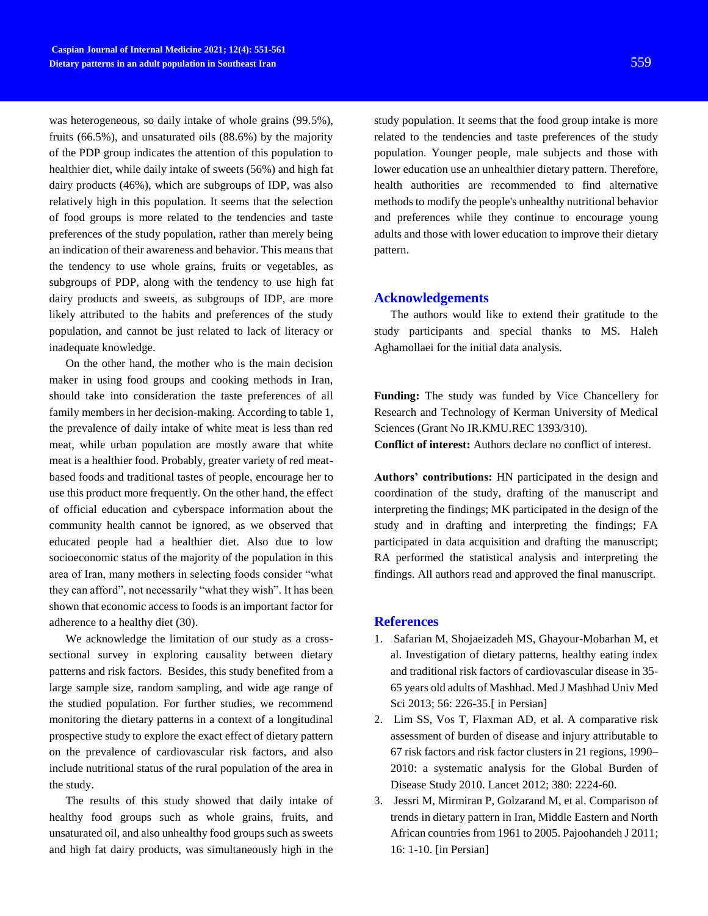was heterogeneous, so daily intake of whole grains (99.5%), fruits (66.5%), and unsaturated oils (88.6%) by the majority of the PDP group indicates the attention of this population to healthier diet, while daily intake of sweets (56%) and high fat dairy products (46%), which are subgroups of IDP, was also relatively high in this population. It seems that the selection of food groups is more related to the tendencies and taste preferences of the study population, rather than merely being an indication of their awareness and behavior. This means that the tendency to use whole grains, fruits or vegetables, as subgroups of PDP, along with the tendency to use high fat dairy products and sweets, as subgroups of IDP, are more likely attributed to the habits and preferences of the study population, and cannot be just related to lack of literacy or inadequate knowledge.

On the other hand, the mother who is the main decision maker in using food groups and cooking methods in Iran, should take into consideration the taste preferences of all family members in her decision-making. According to table 1, the prevalence of daily intake of white meat is less than red meat, while urban population are mostly aware that white meat is a healthier food. Probably, greater variety of red meat-based foods and traditional tastes of people, encourage her to use this product more frequently. On the other hand, the effect of official education and cyberspace information about the community health cannot be ignored, as we observed that educated people had a healthier diet. Also due to low socioeconomic status of the majority of the population in this area of Iran, many mothers in selecting foods consider "what they can afford", not necessarily "what they wish". It has been shown that economic access to foods is an important factor for adherence to a healthy diet (30).

We acknowledge the limitation of our study as a cross-sectional survey in exploring causality between dietary patterns and risk factors. Besides, this study benefited from a large sample size, random sampling, and wide age range of the studied population. For further studies, we recommend monitoring the dietary patterns in a context of a longitudinal prospective study to explore the exact effect of dietary pattern on the prevalence of cardiovascular risk factors, and also include nutritional status of the rural population of the area in the study.

The results of this study showed that daily intake of healthy food groups such as whole grains, fruits, and unsaturated oil, and also unhealthy food groups such as sweets and high fat dairy products, was simultaneously high in the study population. It seems that the food group intake is more related to the tendencies and taste preferences of the study population. Younger people, male subjects and those with lower education use an unhealthier dietary pattern. Therefore, health authorities are recommended to find alternative methods to modify the people's unhealthy nutritional behavior and preferences while they continue to encourage young adults and those with lower education to improve their dietary pattern.

## Acknowledgements

The authors would like to extend their gratitude to the study participants and special thanks to MS. Haleh Aghamollaei for the initial data analysis.

**Funding:** The study was funded by Vice Chancellery for Research and Technology of Kerman University of Medical Sciences (Grant No IR.KMU.REC 1393/310).

**Conflict of interest:** Authors declare no conflict of interest.

**Authors' contributions:** HN participated in the design and coordination of the study, drafting of the manuscript and interpreting the findings; MK participated in the design of the study and in drafting and interpreting the findings; FA participated in data acquisition and drafting the manuscript; RA performed the statistical analysis and interpreting the findings. All authors read and approved the final manuscript.

## References

1. Safarian M, Shojaeizadeh MS, Ghayour-Mobarhan M, et al. Investigation of dietary patterns, healthy eating index and traditional risk factors of cardiovascular disease in 35-65 years old adults of Mashhad. Med J Mashhad Univ Med Sci 2013; 56: 226-35.[ in Persian]
2. Lim SS, Vos T, Flaxman AD, et al. A comparative risk assessment of burden of disease and injury attributable to 67 risk factors and risk factor clusters in 21 regions, 1990–2010: a systematic analysis for the Global Burden of Disease Study 2010. Lancet 2012; 380: 2224-60.
3. Jessri M, Mirmiran P, Golzarand M, et al. Comparison of trends in dietary pattern in Iran, Middle Eastern and North African countries from 1961 to 2005. Pajoohandeh J 2011; 16: 1-10. [in Persian]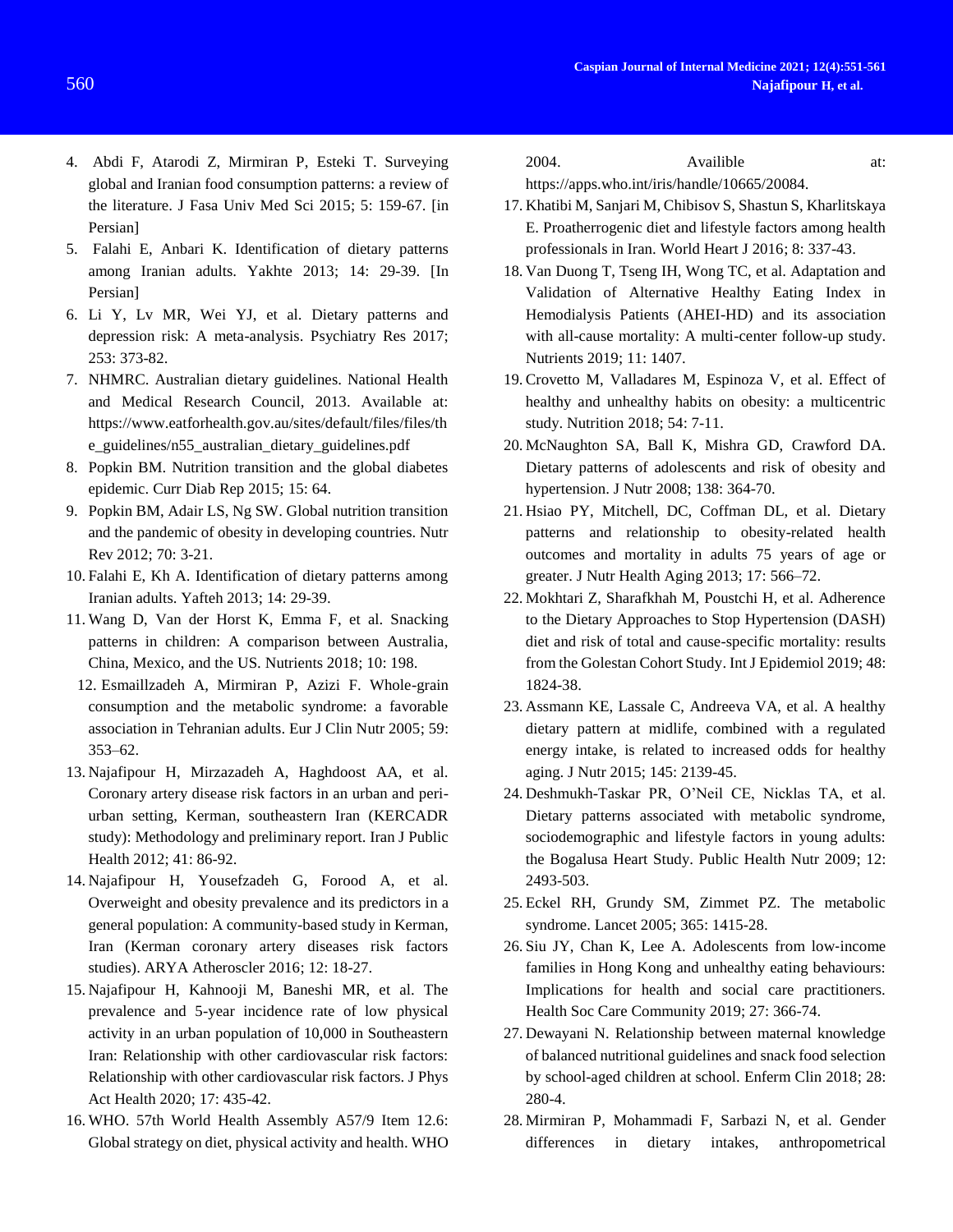4. Abdi F, Atarodi Z, Mirmiran P, Esteki T. Surveying global and Iranian food consumption patterns: a review of the literature. J Fasa Univ Med Sci 2015; 5: 159-67. [in Persian]
5. Falahi E, Anbari K. Identification of dietary patterns among Iranian adults. Yakhte 2013; 14: 29-39. [In Persian]
6. Li Y, Lv MR, Wei YJ, et al. Dietary patterns and depression risk: A meta-analysis. Psychiatry Res 2017; 253: 373-82.
7. NHMRC. Australian dietary guidelines. National Health and Medical Research Council, 2013. Available at: https://www.eatforhealth.gov.au/sites/default/files/files/the_guidelines/n55_australian_dietary_guidelines.pdf
8. Popkin BM. Nutrition transition and the global diabetes epidemic. Curr Diab Rep 2015; 15: 64.
9. Popkin BM, Adair LS, Ng SW. Global nutrition transition and the pandemic of obesity in developing countries. Nutr Rev 2012; 70: 3-21.
10. Falahi E, Kh A. Identification of dietary patterns among Iranian adults. Yafteh 2013; 14: 29-39.
11. Wang D, Van der Horst K, Emma F, et al. Snacking patterns in children: A comparison between Australia, China, Mexico, and the US. Nutrients 2018; 10: 198.
12. Esmaillzadeh A, Mirmiran P, Azizi F. Whole-grain consumption and the metabolic syndrome: a favorable association in Tehranian adults. Eur J Clin Nutr 2005; 59: 353–62.
13. Najafipour H, Mirzazadeh A, Haghdoost AA, et al. Coronary artery disease risk factors in an urban and peri-urban setting, Kerman, southeastern Iran (KERCADR study): Methodology and preliminary report. Iran J Public Health 2012; 41: 86-92.
14. Najafipour H, Yousefzadeh G, Forood A, et al. Overweight and obesity prevalence and its predictors in a general population: A community-based study in Kerman, Iran (Kerman coronary artery diseases risk factors studies). ARYA Atheroscler 2016; 12: 18-27.
15. Najafipour H, Kahnooji M, Baneshi MR, et al. The prevalence and 5-year incidence rate of low physical activity in an urban population of 10,000 in Southeastern Iran: Relationship with other cardiovascular risk factors: Relationship with other cardiovascular risk factors. J Phys Act Health 2020; 17: 435-42.
16. WHO. 57th World Health Assembly A57/9 Item 12.6: Global strategy on diet, physical activity and health. WHO 2004. Availible at: https://apps.who.int/iris/handle/10665/20084.
17. Khatibi M, Sanjari M, Chibisov S, Shastun S, Kharlitskaya E. Proatherrogenic diet and lifestyle factors among health professionals in Iran. World Heart J 2016; 8: 337-43.
18. Van Duong T, Tseng IH, Wong TC, et al. Adaptation and Validation of Alternative Healthy Eating Index in Hemodialysis Patients (AHEI-HD) and its association with all-cause mortality: A multi-center follow-up study. Nutrients 2019; 11: 1407.
19. Crovetto M, Valladares M, Espinoza V, et al. Effect of healthy and unhealthy habits on obesity: a multicentric study. Nutrition 2018; 54: 7-11.
20. McNaughton SA, Ball K, Mishra GD, Crawford DA. Dietary patterns of adolescents and risk of obesity and hypertension. J Nutr 2008; 138: 364-70.
21. Hsiao PY, Mitchell, DC, Coffman DL, et al. Dietary patterns and relationship to obesity-related health outcomes and mortality in adults 75 years of age or greater. J Nutr Health Aging 2013; 17: 566–72.
22. Mokhtari Z, Sharafkhah M, Poustchi H, et al. Adherence to the Dietary Approaches to Stop Hypertension (DASH) diet and risk of total and cause-specific mortality: results from the Golestan Cohort Study. Int J Epidemiol 2019; 48: 1824-38.
23. Assmann KE, Lassale C, Andreeva VA, et al. A healthy dietary pattern at midlife, combined with a regulated energy intake, is related to increased odds for healthy aging. J Nutr 2015; 145: 2139-45.
24. Deshmukh-Taskar PR, O'Neil CE, Nicklas TA, et al. Dietary patterns associated with metabolic syndrome, sociodemographic and lifestyle factors in young adults: the Bogalusa Heart Study. Public Health Nutr 2009; 12: 2493-503.
25. Eckel RH, Grundy SM, Zimmet PZ. The metabolic syndrome. Lancet 2005; 365: 1415-28.
26. Siu JY, Chan K, Lee A. Adolescents from low-income families in Hong Kong and unhealthy eating behaviours: Implications for health and social care practitioners. Health Soc Care Community 2019; 27: 366-74.
27. Dewayani N. Relationship between maternal knowledge of balanced nutritional guidelines and snack food selection by school-aged children at school. Enferm Clin 2018; 28: 280-4.
28. Mirmiran P, Mohammadi F, Sarbazi N, et al. Gender differences in dietary intakes, anthropometrical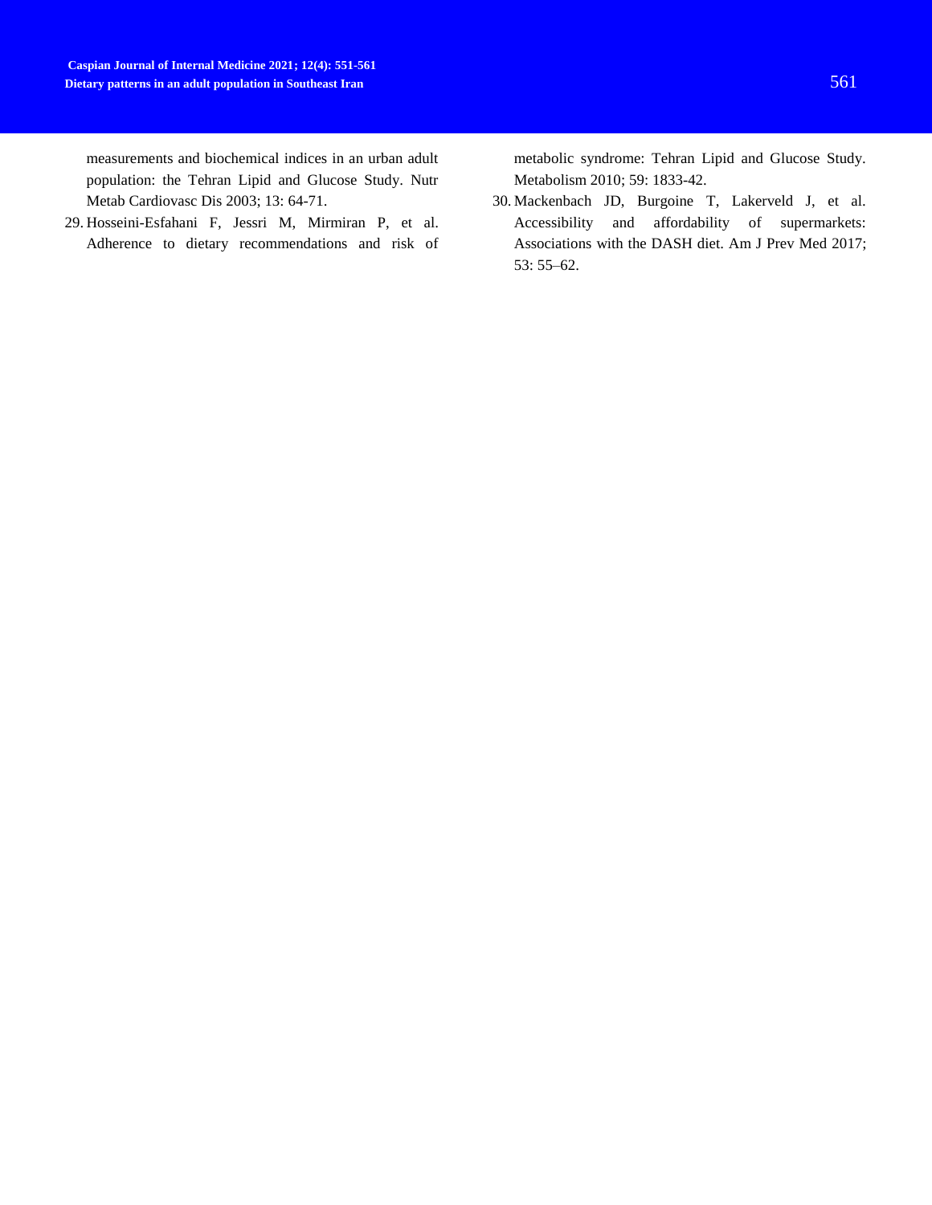measurements and biochemical indices in an urban adult population: the Tehran Lipid and Glucose Study. Nutr Metab Cardiovasc Dis 2003; 13: 64-71.

29. Hosseini-Esfahani F, Jessri M, Mirmiran P, et al. Adherence to dietary recommendations and risk of metabolic syndrome: Tehran Lipid and Glucose Study. Metabolism 2010; 59: 1833-42.
30. Mackenbach JD, Burgoine T, Lakerveld J, et al. Accessibility and affordability of supermarkets: Associations with the DASH diet. Am J Prev Med 2017; 53: 55–62.